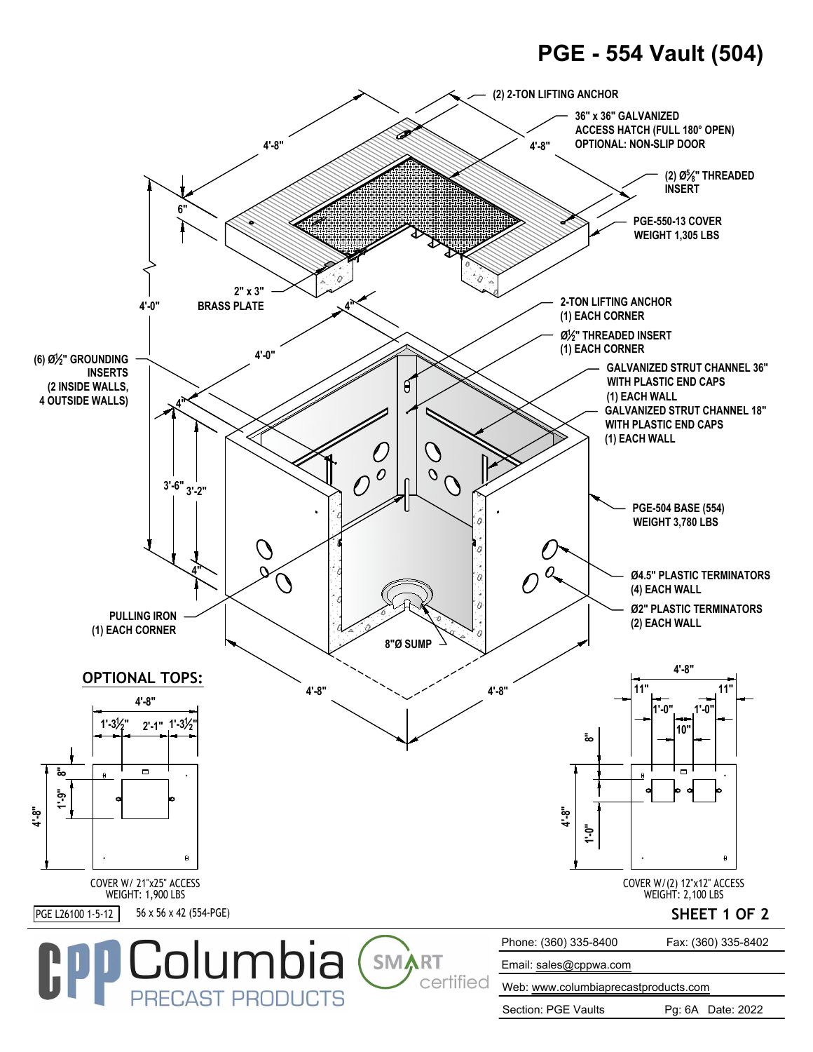# PGE - 554 Vault (504)

(2) 2-TON LIFTING ANCHOR

36" x 36" GALVANIZED ACCESS HATCH (FULL 180° OPEN) OPTIONAL: NON-SLIP DOOR

(2) Ø5/8" THREADED INSERT

PGE-550-13 COVER WEIGHT 1,305 LBS

4'-8"

4'-8"

6"

4'-0"

2" x 3" BRASS PLATE

4"

2-TON LIFTING ANCHOR (1) EACH CORNER

Ø½" THREADED INSERT (1) EACH CORNER

GALVANIZED STRUT CHANNEL 36" WITH PLASTIC END CAPS (1) EACH WALL

GALVANIZED STRUT CHANNEL 18" WITH PLASTIC END CAPS (1) EACH WALL

(6) Ø½" GROUNDING INSERTS (2 INSIDE WALLS, 4 OUTSIDE WALLS)

4'-0"

4"

3'-6"

3'-2"

4"

PGE-504 BASE (554) WEIGHT 3,780 LBS

Ø4.5" PLASTIC TERMINATORS (4) EACH WALL

Ø2" PLASTIC TERMINATORS (2) EACH WALL

PULLING IRON (1) EACH CORNER

8"Ø SUMP

4'-8"

4'-8"

## OPTIONAL TOPS:

4'-8"

1'-3½"  2'-1"  1'-3½"

8"

1'-9"

4'-8"

COVER W/ 21"x25" ACCESS
WEIGHT: 1,900 LBS

4'-8"

11"  11"

1'-0"  1'-0"

10"

8"

4'-8"

1'-0"

COVER W/(2) 12"x12" ACCESS
WEIGHT: 2,100 LBS

PGE L26100 1-5-12

56 x 56 x 42 (554-PGE)

SHEET 1 OF 2

CPP Columbia PRECAST PRODUCTS

SMART certified

Phone: (360) 335-8400 | Fax: (360) 335-8402

Email: sales@cppwa.com

Web: www.columbiaprecastproducts.com

Section: PGE Vaults | Pg: 6A | Date: 2022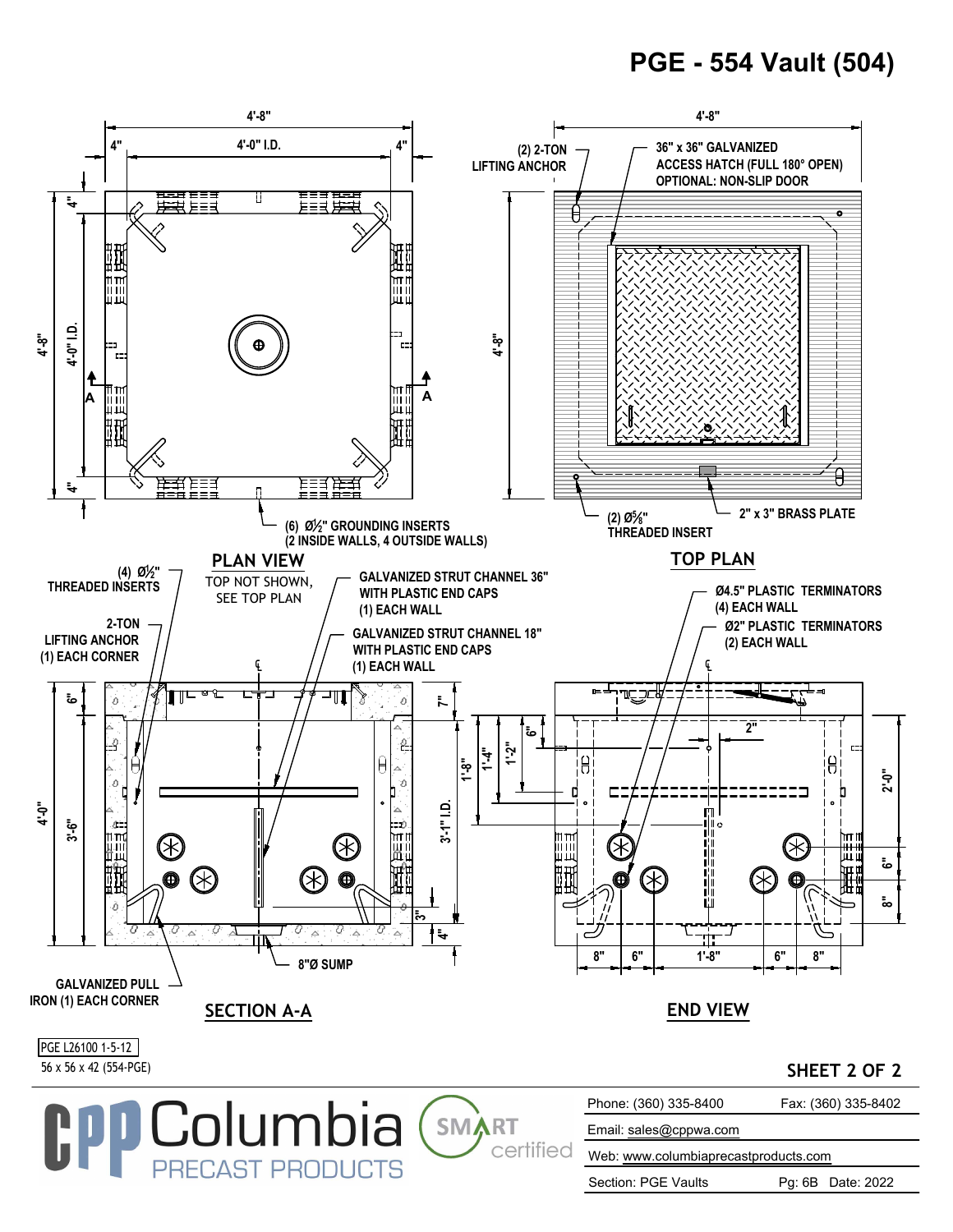# PGE - 554 Vault (504)

4'-8"
4" | 4'-0" I.D. | 4"
4" | 4'-8" | 4'-0" I.D. | 4"
A | A

(6) Ø½" GROUNDING INSERTS
(2 INSIDE WALLS, 4 OUTSIDE WALLS)

## PLAN VIEW

TOP NOT SHOWN,
SEE TOP PLAN

4'-8"
4'-8"

(2) 2-TON LIFTING ANCHOR

36" x 36" GALVANIZED ACCESS HATCH (FULL 180° OPEN)
OPTIONAL: NON-SLIP DOOR

(2) Ø⅝" THREADED INSERT

2" x 3" BRASS PLATE

## TOP PLAN

(4) Ø½" THREADED INSERTS

2-TON LIFTING ANCHOR (1) EACH CORNER

GALVANIZED STRUT CHANNEL 36" WITH PLASTIC END CAPS (1) EACH WALL

GALVANIZED STRUT CHANNEL 18" WITH PLASTIC END CAPS (1) EACH WALL

Ø4.5" PLASTIC TERMINATORS (4) EACH WALL

Ø2" PLASTIC TERMINATORS (2) EACH WALL

℄

6" | 7"
4'-0" | 3'-6" | 3'-1" I.D. | 1'-8" | 1'-4" | 1'-2" | 6"
3" | 4"

8"Ø SUMP

GALVANIZED PULL IRON (1) EACH CORNER

## SECTION A-A

2"
2'-0" | 6" | 8"
8" | 6" | 1'-8" | 6" | 8"

## END VIEW

PGE L26100 1-5-12
56 x 56 x 42 (554-PGE)

SHEET 2 OF 2

CPP Columbia PRECAST PRODUCTS

SMART certified

| | |
|---|---|
| Phone: (360) 335-8400 | Fax: (360) 335-8402 |
| Email: sales@cppwa.com | |
| Web: www.columbiaprecastproducts.com | |
| Section: PGE Vaults | Pg: 6B Date: 2022 |